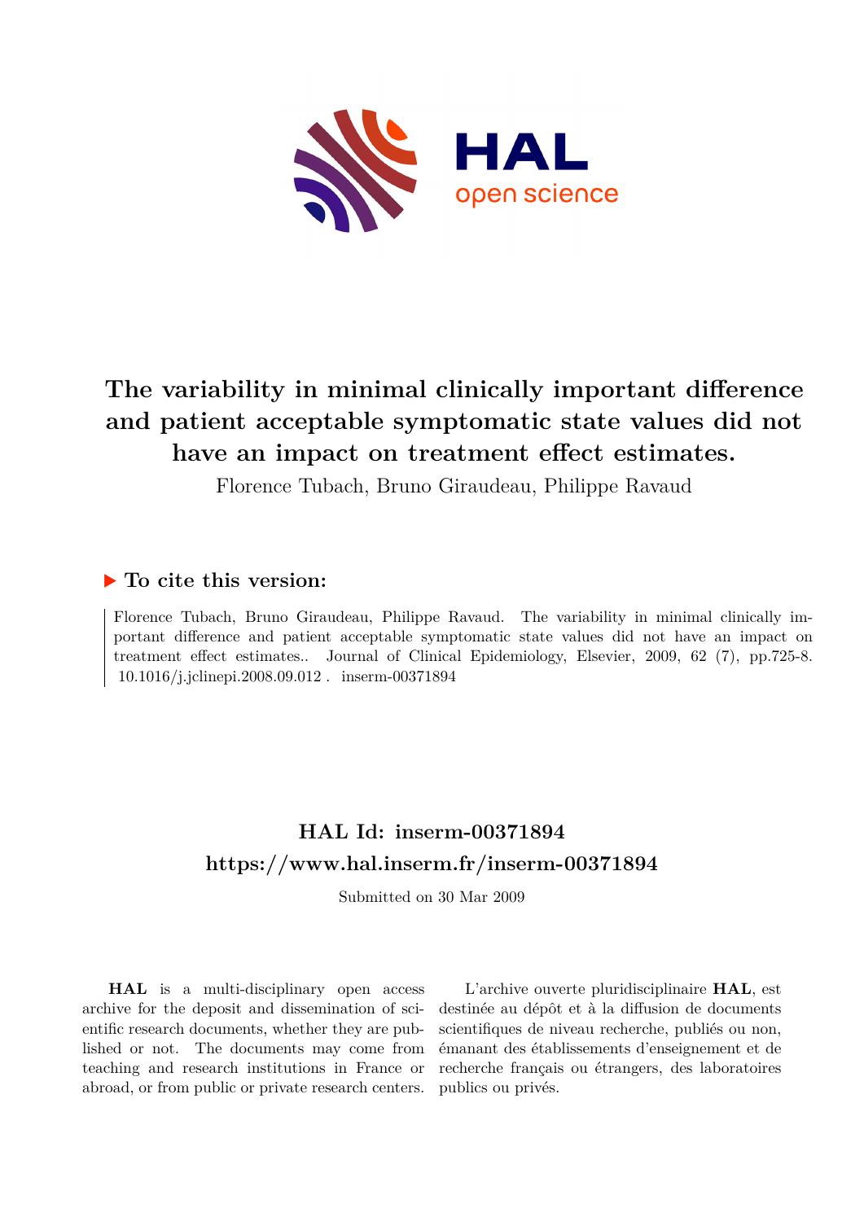# The variability in minimal clinically important difference and patient acceptable symptomatic state values did not have an impact on treatment effect estimates.

Florence Tubach, Bruno Giraudeau, Philippe Ravaud

### ▶ To cite this version:

Florence Tubach, Bruno Giraudeau, Philippe Ravaud. The variability in minimal clinically important difference and patient acceptable symptomatic state values did not have an impact on treatment effect estimates.. Journal of Clinical Epidemiology, Elsevier, 2009, 62 (7), pp.725-8. 10.1016/j.jclinepi.2008.09.012 . inserm-00371894

## HAL Id: inserm-00371894
## https://www.hal.inserm.fr/inserm-00371894

Submitted on 30 Mar 2009

**HAL** is a multi-disciplinary open access archive for the deposit and dissemination of scientific research documents, whether they are published or not. The documents may come from teaching and research institutions in France or abroad, or from public or private research centers.

L'archive ouverte pluridisciplinaire **HAL**, est destinée au dépôt et à la diffusion de documents scientifiques de niveau recherche, publiés ou non, émanant des établissements d'enseignement et de recherche français ou étrangers, des laboratoires publics ou privés.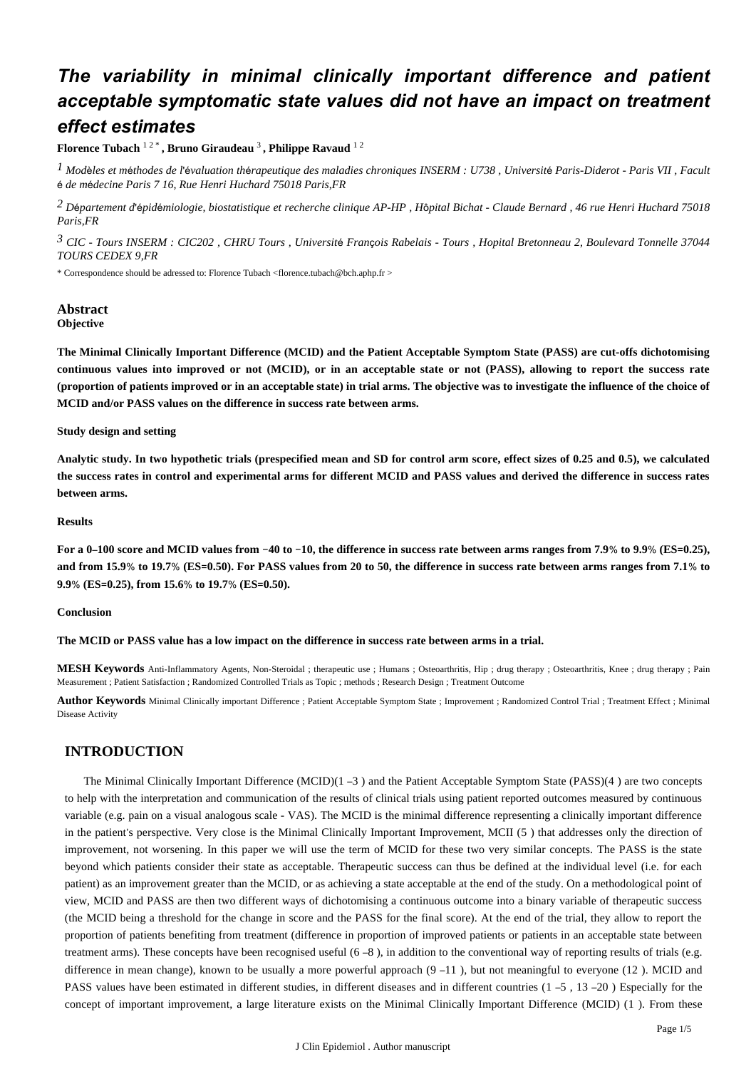# The variability in minimal clinically important difference and patient acceptable symptomatic state values did not have an impact on treatment effect estimates

**Florence Tubach** [1,2,*] **, Bruno Giraudeau** [3] **, Philippe Ravaud** [1,2]

[1] *Modèles et méthodes de l'évaluation thérapeutique des maladies chroniques INSERM : U738 , Université Paris-Diderot - Paris VII , Faculté de médecine Paris 7 16, Rue Henri Huchard 75018 Paris,FR*

[2] *Département d'épidémiologie, biostatistique et recherche clinique AP-HP , Hôpital Bichat - Claude Bernard , 46 rue Henri Huchard 75018 Paris,FR*

[3] *CIC - Tours INSERM : CIC202 , CHRU Tours , Université François Rabelais - Tours , Hopital Bretonneau 2, Boulevard Tonnelle 37044 TOURS CEDEX 9,FR*

\* Correspondence should be adressed to: Florence Tubach <florence.tubach@bch.aphp.fr >

## Abstract

**Objective**

**The Minimal Clinically Important Difference (MCID) and the Patient Acceptable Symptom State (PASS) are cut-offs dichotomising continuous values into improved or not (MCID), or in an acceptable state or not (PASS), allowing to report the success rate (proportion of patients improved or in an acceptable state) in trial arms. The objective was to investigate the influence of the choice of MCID and/or PASS values on the difference in success rate between arms.**

**Study design and setting**

**Analytic study. In two hypothetic trials (prespecified mean and SD for control arm score, effect sizes of 0.25 and 0.5), we calculated the success rates in control and experimental arms for different MCID and PASS values and derived the difference in success rates between arms.**

**Results**

**For a 0–100 score and MCID values from −40 to −10, the difference in success rate between arms ranges from 7.9% to 9.9% (ES=0.25), and from 15.9% to 19.7% (ES=0.50). For PASS values from 20 to 50, the difference in success rate between arms ranges from 7.1% to 9.9% (ES=0.25), from 15.6% to 19.7% (ES=0.50).**

**Conclusion**

**The MCID or PASS value has a low impact on the difference in success rate between arms in a trial.**

**MESH Keywords** Anti-Inflammatory Agents, Non-Steroidal ; therapeutic use ; Humans ; Osteoarthritis, Hip ; drug therapy ; Osteoarthritis, Knee ; drug therapy ; Pain Measurement ; Patient Satisfaction ; Randomized Controlled Trials as Topic ; methods ; Research Design ; Treatment Outcome

**Author Keywords** Minimal Clinically important Difference ; Patient Acceptable Symptom State ; Improvement ; Randomized Control Trial ; Treatment Effect ; Minimal Disease Activity

## INTRODUCTION

The Minimal Clinically Important Difference (MCID)(1 –3 ) and the Patient Acceptable Symptom State (PASS)(4 ) are two concepts to help with the interpretation and communication of the results of clinical trials using patient reported outcomes measured by continuous variable (e.g. pain on a visual analogous scale - VAS). The MCID is the minimal difference representing a clinically important difference in the patient's perspective. Very close is the Minimal Clinically Important Improvement, MCII (5 ) that addresses only the direction of improvement, not worsening. In this paper we will use the term of MCID for these two very similar concepts. The PASS is the state beyond which patients consider their state as acceptable. Therapeutic success can thus be defined at the individual level (i.e. for each patient) as an improvement greater than the MCID, or as achieving a state acceptable at the end of the study. On a methodological point of view, MCID and PASS are then two different ways of dichotomising a continuous outcome into a binary variable of therapeutic success (the MCID being a threshold for the change in score and the PASS for the final score). At the end of the trial, they allow to report the proportion of patients benefiting from treatment (difference in proportion of improved patients or patients in an acceptable state between treatment arms). These concepts have been recognised useful (6 –8 ), in addition to the conventional way of reporting results of trials (e.g. difference in mean change), known to be usually a more powerful approach (9 –11 ), but not meaningful to everyone (12 ). MCID and PASS values have been estimated in different studies, in different diseases and in different countries (1 –5 , 13 –20 ) Especially for the concept of important improvement, a large literature exists on the Minimal Clinically Important Difference (MCID) (1 ). From these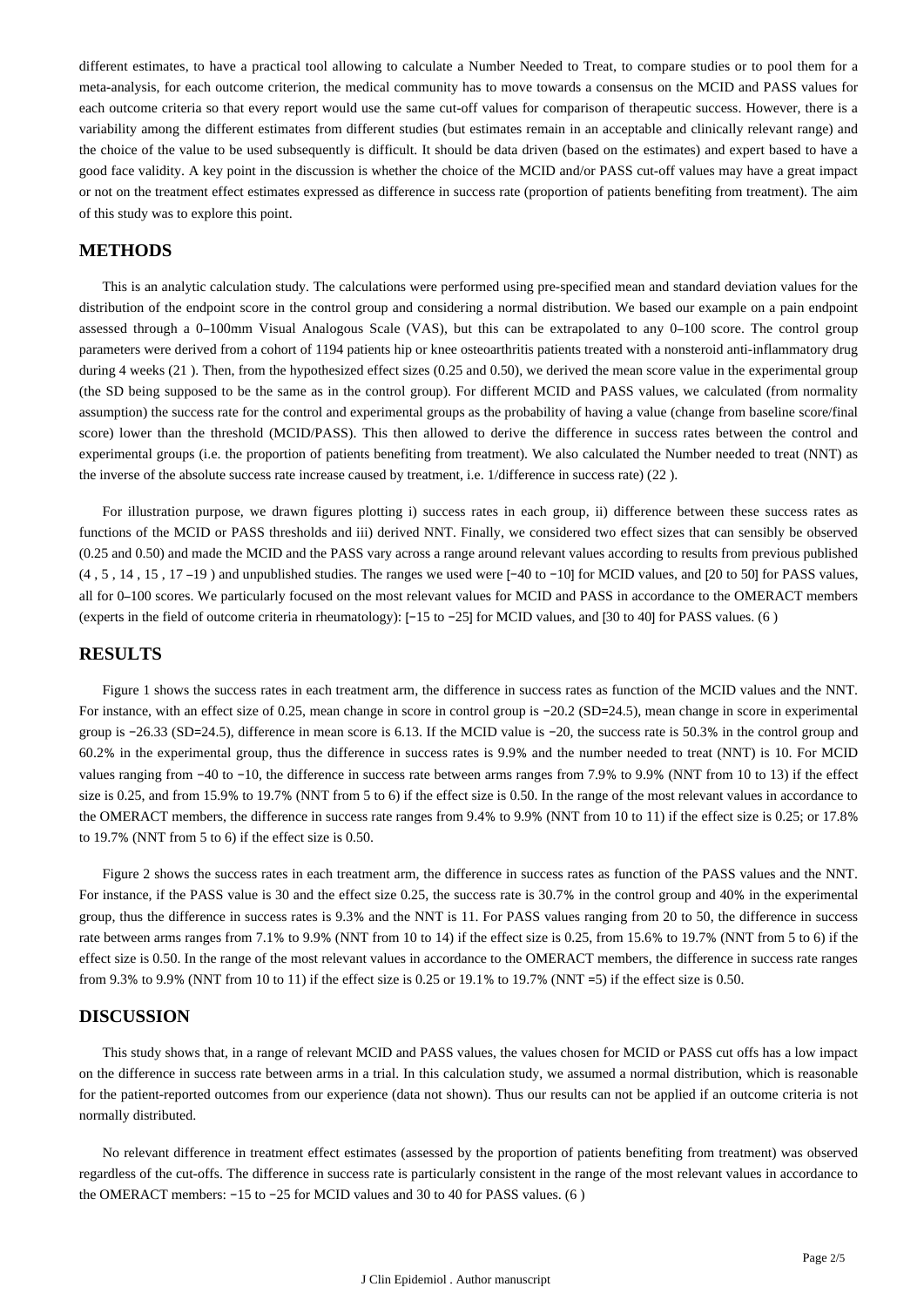different estimates, to have a practical tool allowing to calculate a Number Needed to Treat, to compare studies or to pool them for a meta-analysis, for each outcome criterion, the medical community has to move towards a consensus on the MCID and PASS values for each outcome criteria so that every report would use the same cut-off values for comparison of therapeutic success. However, there is a variability among the different estimates from different studies (but estimates remain in an acceptable and clinically relevant range) and the choice of the value to be used subsequently is difficult. It should be data driven (based on the estimates) and expert based to have a good face validity. A key point in the discussion is whether the choice of the MCID and/or PASS cut-off values may have a great impact or not on the treatment effect estimates expressed as difference in success rate (proportion of patients benefiting from treatment). The aim of this study was to explore this point.

## METHODS

This is an analytic calculation study. The calculations were performed using pre-specified mean and standard deviation values for the distribution of the endpoint score in the control group and considering a normal distribution. We based our example on a pain endpoint assessed through a 0–100mm Visual Analogous Scale (VAS), but this can be extrapolated to any 0–100 score. The control group parameters were derived from a cohort of 1194 patients hip or knee osteoarthritis patients treated with a nonsteroid anti-inflammatory drug during 4 weeks (21 ). Then, from the hypothesized effect sizes (0.25 and 0.50), we derived the mean score value in the experimental group (the SD being supposed to be the same as in the control group). For different MCID and PASS values, we calculated (from normality assumption) the success rate for the control and experimental groups as the probability of having a value (change from baseline score/final score) lower than the threshold (MCID/PASS). This then allowed to derive the difference in success rates between the control and experimental groups (i.e. the proportion of patients benefiting from treatment). We also calculated the Number needed to treat (NNT) as the inverse of the absolute success rate increase caused by treatment, i.e. 1/difference in success rate) (22 ).

For illustration purpose, we drawn figures plotting i) success rates in each group, ii) difference between these success rates as functions of the MCID or PASS thresholds and iii) derived NNT. Finally, we considered two effect sizes that can sensibly be observed (0.25 and 0.50) and made the MCID and the PASS vary across a range around relevant values according to results from previous published (4 , 5 , 14 , 15 , 17 –19 ) and unpublished studies. The ranges we used were [−40 to −10] for MCID values, and [20 to 50] for PASS values, all for 0–100 scores. We particularly focused on the most relevant values for MCID and PASS in accordance to the OMERACT members (experts in the field of outcome criteria in rheumatology): [−15 to −25] for MCID values, and [30 to 40] for PASS values. (6 )

## RESULTS

Figure 1 shows the success rates in each treatment arm, the difference in success rates as function of the MCID values and the NNT. For instance, with an effect size of 0.25, mean change in score in control group is −20.2 (SD=24.5), mean change in score in experimental group is −26.33 (SD=24.5), difference in mean score is 6.13. If the MCID value is −20, the success rate is 50.3% in the control group and 60.2% in the experimental group, thus the difference in success rates is 9.9% and the number needed to treat (NNT) is 10. For MCID values ranging from −40 to −10, the difference in success rate between arms ranges from 7.9% to 9.9% (NNT from 10 to 13) if the effect size is 0.25, and from 15.9% to 19.7% (NNT from 5 to 6) if the effect size is 0.50. In the range of the most relevant values in accordance to the OMERACT members, the difference in success rate ranges from 9.4% to 9.9% (NNT from 10 to 11) if the effect size is 0.25; or 17.8% to 19.7% (NNT from 5 to 6) if the effect size is 0.50.

Figure 2 shows the success rates in each treatment arm, the difference in success rates as function of the PASS values and the NNT. For instance, if the PASS value is 30 and the effect size 0.25, the success rate is 30.7% in the control group and 40% in the experimental group, thus the difference in success rates is 9.3% and the NNT is 11. For PASS values ranging from 20 to 50, the difference in success rate between arms ranges from 7.1% to 9.9% (NNT from 10 to 14) if the effect size is 0.25, from 15.6% to 19.7% (NNT from 5 to 6) if the effect size is 0.50. In the range of the most relevant values in accordance to the OMERACT members, the difference in success rate ranges from 9.3% to 9.9% (NNT from 10 to 11) if the effect size is 0.25 or 19.1% to 19.7% (NNT =5) if the effect size is 0.50.

## DISCUSSION

This study shows that, in a range of relevant MCID and PASS values, the values chosen for MCID or PASS cut offs has a low impact on the difference in success rate between arms in a trial. In this calculation study, we assumed a normal distribution, which is reasonable for the patient-reported outcomes from our experience (data not shown). Thus our results can not be applied if an outcome criteria is not normally distributed.

No relevant difference in treatment effect estimates (assessed by the proportion of patients benefiting from treatment) was observed regardless of the cut-offs. The difference in success rate is particularly consistent in the range of the most relevant values in accordance to the OMERACT members: −15 to −25 for MCID values and 30 to 40 for PASS values. (6 )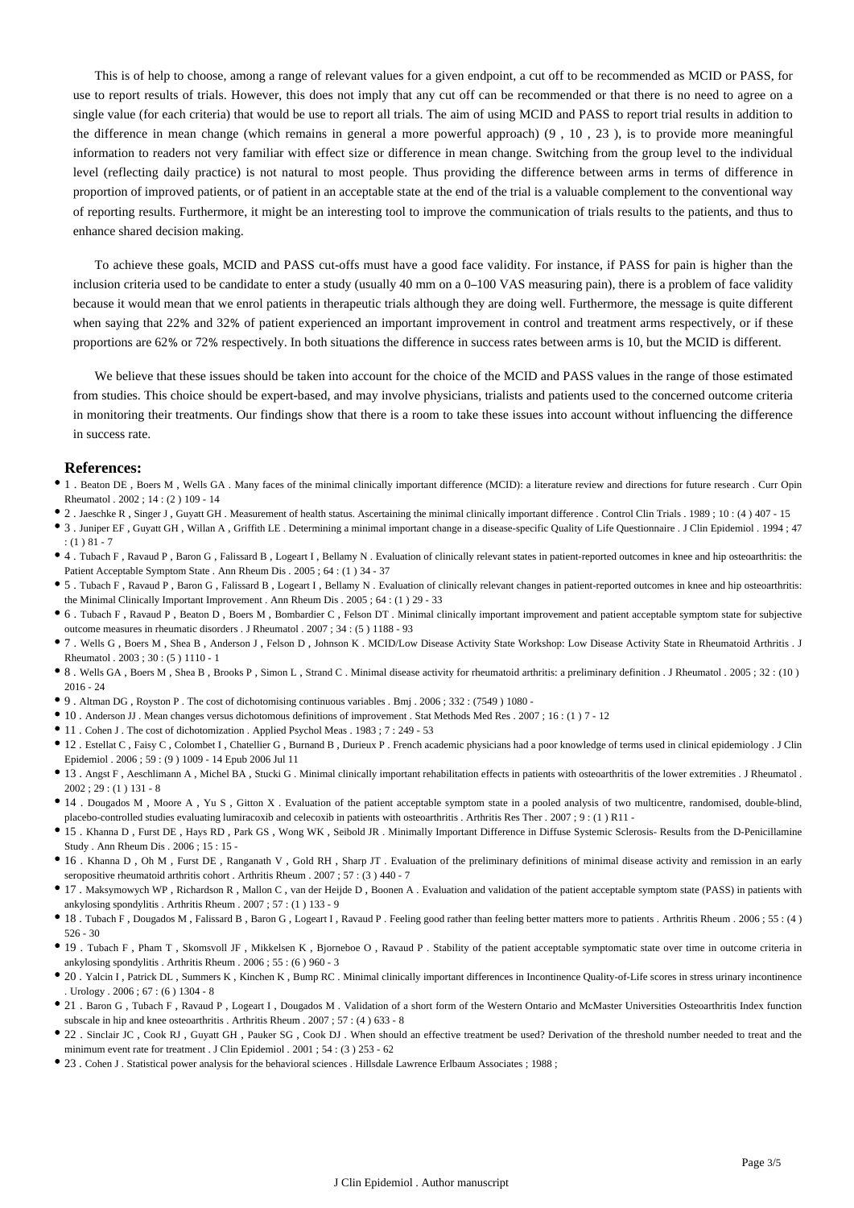This is of help to choose, among a range of relevant values for a given endpoint, a cut off to be recommended as MCID or PASS, for use to report results of trials. However, this does not imply that any cut off can be recommended or that there is no need to agree on a single value (for each criteria) that would be use to report all trials. The aim of using MCID and PASS to report trial results in addition to the difference in mean change (which remains in general a more powerful approach) (9 , 10 , 23 ), is to provide more meaningful information to readers not very familiar with effect size or difference in mean change. Switching from the group level to the individual level (reflecting daily practice) is not natural to most people. Thus providing the difference between arms in terms of difference in proportion of improved patients, or of patient in an acceptable state at the end of the trial is a valuable complement to the conventional way of reporting results. Furthermore, it might be an interesting tool to improve the communication of trials results to the patients, and thus to enhance shared decision making.

To achieve these goals, MCID and PASS cut-offs must have a good face validity. For instance, if PASS for pain is higher than the inclusion criteria used to be candidate to enter a study (usually 40 mm on a 0–100 VAS measuring pain), there is a problem of face validity because it would mean that we enrol patients in therapeutic trials although they are doing well. Furthermore, the message is quite different when saying that 22% and 32% of patient experienced an important improvement in control and treatment arms respectively, or if these proportions are 62% or 72% respectively. In both situations the difference in success rates between arms is 10, but the MCID is different.

We believe that these issues should be taken into account for the choice of the MCID and PASS values in the range of those estimated from studies. This choice should be expert-based, and may involve physicians, trialists and patients used to the concerned outcome criteria in monitoring their treatments. Our findings show that there is a room to take these issues into account without influencing the difference in success rate.

## References:

- 1 . Beaton DE , Boers M , Wells GA . Many faces of the minimal clinically important difference (MCID): a literature review and directions for future research . Curr Opin Rheumatol . 2002 ; 14 : (2 ) 109 - 14
- 2 . Jaeschke R , Singer J , Guyatt GH . Measurement of health status. Ascertaining the minimal clinically important difference . Control Clin Trials . 1989 ; 10 : (4 ) 407 - 15
- 3 . Juniper EF , Guyatt GH , Willan A , Griffith LE . Determining a minimal important change in a disease-specific Quality of Life Questionnaire . J Clin Epidemiol . 1994 ; 47 : (1 ) 81 - 7
- 4 . Tubach F , Ravaud P , Baron G , Falissard B , Logeart I , Bellamy N . Evaluation of clinically relevant states in patient-reported outcomes in knee and hip osteoarthritis: the Patient Acceptable Symptom State . Ann Rheum Dis . 2005 ; 64 : (1 ) 34 - 37
- 5 . Tubach F , Ravaud P , Baron G , Falissard B , Logeart I , Bellamy N . Evaluation of clinically relevant changes in patient-reported outcomes in knee and hip osteoarthritis: the Minimal Clinically Important Improvement . Ann Rheum Dis . 2005 ; 64 : (1 ) 29 - 33
- 6 . Tubach F , Ravaud P , Beaton D , Boers M , Bombardier C , Felson DT . Minimal clinically important improvement and patient acceptable symptom state for subjective outcome measures in rheumatic disorders . J Rheumatol . 2007 ; 34 : (5 ) 1188 - 93
- 7 . Wells G , Boers M , Shea B , Anderson J , Felson D , Johnson K . MCID/Low Disease Activity State Workshop: Low Disease Activity State in Rheumatoid Arthritis . J Rheumatol . 2003 ; 30 : (5 ) 1110 - 1
- 8 . Wells GA , Boers M , Shea B , Brooks P , Simon L , Strand C . Minimal disease activity for rheumatoid arthritis: a preliminary definition . J Rheumatol . 2005 ; 32 : (10 ) 2016 - 24
- 9 . Altman DG , Royston P . The cost of dichotomising continuous variables . Bmj . 2006 ; 332 : (7549 ) 1080 -
- 10 . Anderson JJ . Mean changes versus dichotomous definitions of improvement . Stat Methods Med Res . 2007 ; 16 : (1 ) 7 - 12
- 11 . Cohen J . The cost of dichotomization . Applied Psychol Meas . 1983 ; 7 : 249 - 53
- 12 . Estellat C , Faisy C , Colombet I , Chatellier G , Burnand B , Durieux P . French academic physicians had a poor knowledge of terms used in clinical epidemiology . J Clin Epidemiol . 2006 ; 59 : (9 ) 1009 - 14 Epub 2006 Jul 11
- 13 . Angst F , Aeschlimann A , Michel BA , Stucki G . Minimal clinically important rehabilitation effects in patients with osteoarthritis of the lower extremities . J Rheumatol . 2002 ; 29 : (1 ) 131 - 8
- 14 . Dougados M , Moore A , Yu S , Gitton X . Evaluation of the patient acceptable symptom state in a pooled analysis of two multicentre, randomised, double-blind, placebo-controlled studies evaluating lumiracoxib and celecoxib in patients with osteoarthritis . Arthritis Res Ther . 2007 ; 9 : (1 ) R11 -
- 15 . Khanna D , Furst DE , Hays RD , Park GS , Wong WK , Seibold JR . Minimally Important Difference in Diffuse Systemic Sclerosis- Results from the D-Penicillamine Study . Ann Rheum Dis . 2006 ; 15 : 15 -
- 16 . Khanna D , Oh M , Furst DE , Ranganath V , Gold RH , Sharp JT . Evaluation of the preliminary definitions of minimal disease activity and remission in an early seropositive rheumatoid arthritis cohort . Arthritis Rheum . 2007 ; 57 : (3 ) 440 - 7
- 17 . Maksymowych WP , Richardson R , Mallon C , van der Heijde D , Boonen A . Evaluation and validation of the patient acceptable symptom state (PASS) in patients with ankylosing spondylitis . Arthritis Rheum . 2007 ; 57 : (1 ) 133 - 9
- 18 . Tubach F , Dougados M , Falissard B , Baron G , Logeart I , Ravaud P . Feeling good rather than feeling better matters more to patients . Arthritis Rheum . 2006 ; 55 : (4 ) 526 - 30
- 19 . Tubach F , Pham T , Skomsvoll JF , Mikkelsen K , Bjorneboe O , Ravaud P . Stability of the patient acceptable symptomatic state over time in outcome criteria in ankylosing spondylitis . Arthritis Rheum . 2006 ; 55 : (6 ) 960 - 3
- 20 . Yalcin I , Patrick DL , Summers K , Kinchen K , Bump RC . Minimal clinically important differences in Incontinence Quality-of-Life scores in stress urinary incontinence . Urology . 2006 ; 67 : (6 ) 1304 - 8
- 21 . Baron G , Tubach F , Ravaud P , Logeart I , Dougados M . Validation of a short form of the Western Ontario and McMaster Universities Osteoarthritis Index function subscale in hip and knee osteoarthritis . Arthritis Rheum . 2007 ; 57 : (4 ) 633 - 8
- 22 . Sinclair JC , Cook RJ , Guyatt GH , Pauker SG , Cook DJ . When should an effective treatment be used? Derivation of the threshold number needed to treat and the minimum event rate for treatment . J Clin Epidemiol . 2001 ; 54 : (3 ) 253 - 62
- 23 . Cohen J . Statistical power analysis for the behavioral sciences . Hillsdale Lawrence Erlbaum Associates ; 1988 ;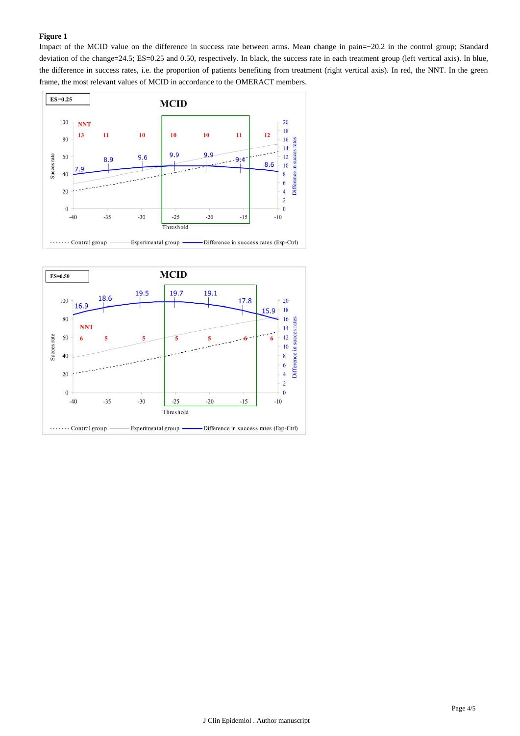**Figure 1**

Impact of the MCID value on the difference in success rate between arms. Mean change in pain=−20.2 in the control group; Standard deviation of the change=24.5; ES=0.25 and 0.50, respectively. In black, the success rate in each treatment group (left vertical axis). In blue, the difference in success rates, i.e. the proportion of patients benefiting from treatment (right vertical axis). In red, the NNT. In the green frame, the most relevant values of MCID in accordance to the OMERACT members.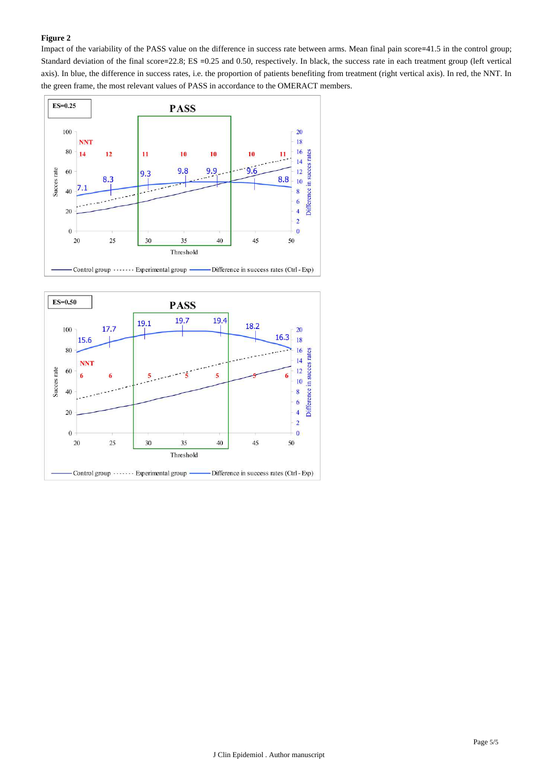**Figure 2**

Impact of the variability of the PASS value on the difference in success rate between arms. Mean final pain score=41.5 in the control group; Standard deviation of the final score=22.8; ES =0.25 and 0.50, respectively. In black, the success rate in each treatment group (left vertical axis). In blue, the difference in success rates, i.e. the proportion of patients benefiting from treatment (right vertical axis). In red, the NNT. In the green frame, the most relevant values of PASS in accordance to the OMERACT members.

ES=0.25

PASS

NNT

14 12 11 10 10 10 11

7.1 8.3 9.3 9.8 9.9 9.6 8.8

Succes rate

Difference in success rates

Threshold

Control group · Experimental group · Difference in success rates (Ctrl - Exp)

ES=0.50

PASS

15.6 17.7 19.1 19.7 19.4 18.2 16.3

NNT

6 6 5 5 5 5 6

Succes rate

Difference in success rates

Threshold

Control group · Experimental group · Difference in success rates (Ctrl - Exp)